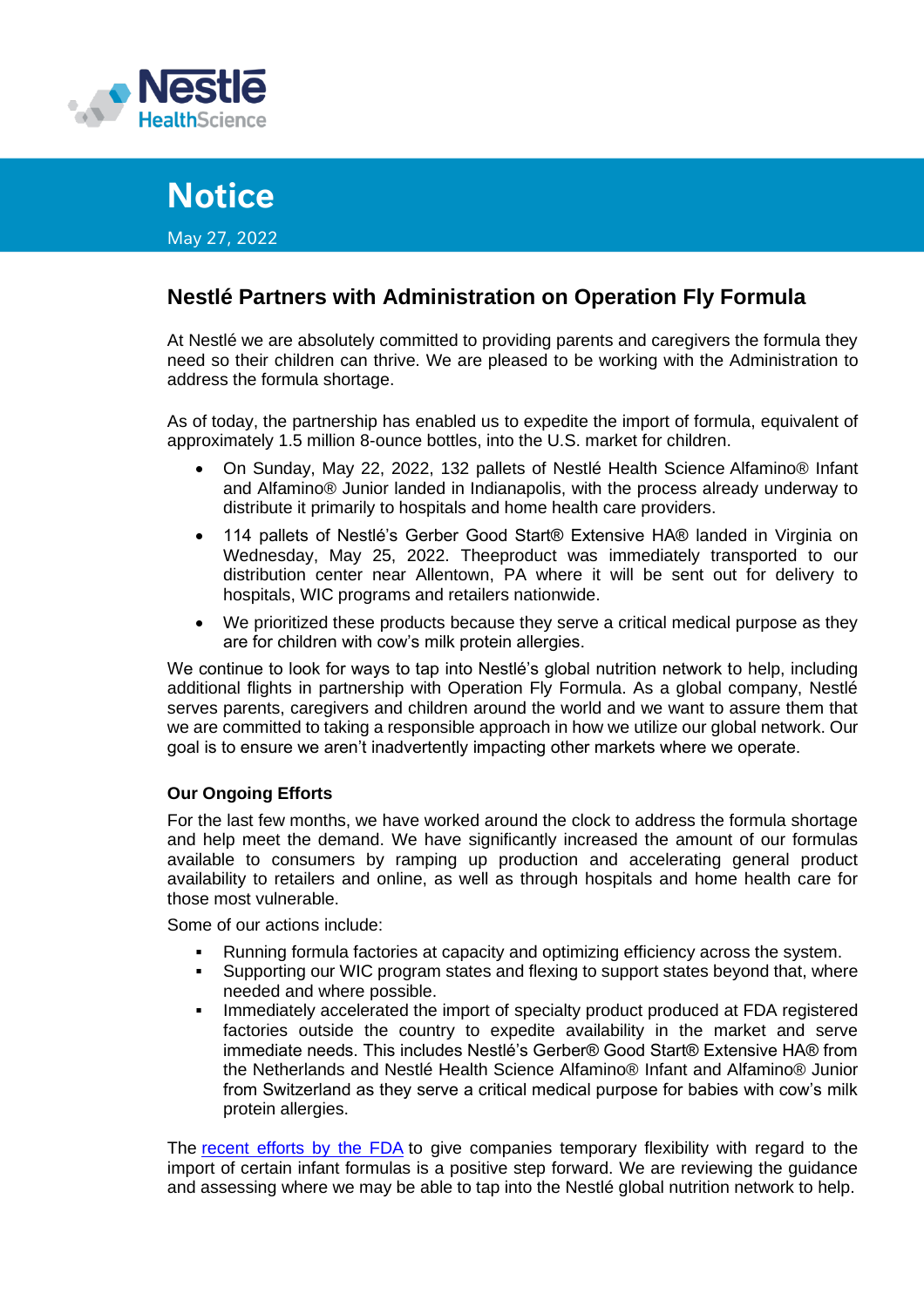Nestlé HealthScience

# Notice

May 27, 2022

## Nestlé Partners with Administration on Operation Fly Formula

At Nestlé we are absolutely committed to providing parents and caregivers the formula they need so their children can thrive. We are pleased to be working with the Administration to address the formula shortage.

As of today, the partnership has enabled us to expedite the import of formula, equivalent of approximately 1.5 million 8-ounce bottles, into the U.S. market for children.

- On Sunday, May 22, 2022, 132 pallets of Nestlé Health Science Alfamino® Infant and Alfamino® Junior landed in Indianapolis, with the process already underway to distribute it primarily to hospitals and home health care providers.
- 114 pallets of Nestlé's Gerber Good Start® Extensive HA® landed in Virginia on Wednesday, May 25, 2022. Theeproduct was immediately transported to our distribution center near Allentown, PA where it will be sent out for delivery to hospitals, WIC programs and retailers nationwide.
- We prioritized these products because they serve a critical medical purpose as they are for children with cow's milk protein allergies.

We continue to look for ways to tap into Nestlé's global nutrition network to help, including additional flights in partnership with Operation Fly Formula. As a global company, Nestlé serves parents, caregivers and children around the world and we want to assure them that we are committed to taking a responsible approach in how we utilize our global network. Our goal is to ensure we aren't inadvertently impacting other markets where we operate.

### Our Ongoing Efforts

For the last few months, we have worked around the clock to address the formula shortage and help meet the demand. We have significantly increased the amount of our formulas available to consumers by ramping up production and accelerating general product availability to retailers and online, as well as through hospitals and home health care for those most vulnerable.

Some of our actions include:

- Running formula factories at capacity and optimizing efficiency across the system.
- Supporting our WIC program states and flexing to support states beyond that, where needed and where possible.
- Immediately accelerated the import of specialty product produced at FDA registered factories outside the country to expedite availability in the market and serve immediate needs. This includes Nestlé's Gerber® Good Start® Extensive HA® from the Netherlands and Nestlé Health Science Alfamino® Infant and Alfamino® Junior from Switzerland as they serve a critical medical purpose for babies with cow's milk protein allergies.

The recent efforts by the FDA to give companies temporary flexibility with regard to the import of certain infant formulas is a positive step forward. We are reviewing the guidance and assessing where we may be able to tap into the Nestlé global nutrition network to help.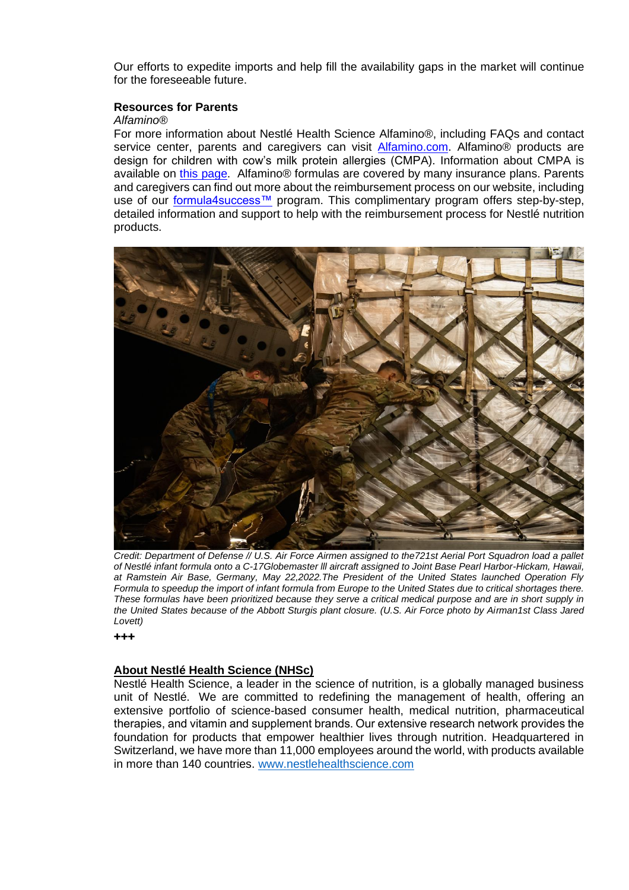Our efforts to expedite imports and help fill the availability gaps in the market will continue for the foreseeable future.

**Resources for Parents**

*Alfamino®*

For more information about Nestlé Health Science Alfamino®, including FAQs and contact service center, parents and caregivers can visit Alfamino.com. Alfamino® products are design for children with cow's milk protein allergies (CMPA). Information about CMPA is available on this page. Alfamino® formulas are covered by many insurance plans. Parents and caregivers can find out more about the reimbursement process on our website, including use of our formula4success™ program. This complimentary program offers step-by-step, detailed information and support to help with the reimbursement process for Nestlé nutrition products.

*Credit: Department of Defense // U.S. Air Force Airmen assigned to the721st Aerial Port Squadron load a pallet of Nestlé infant formula onto a C-17Globemaster lll aircraft assigned to Joint Base Pearl Harbor-Hickam, Hawaii, at Ramstein Air Base, Germany, May 22,2022.The President of the United States launched Operation Fly Formula to speedup the import of infant formula from Europe to the United States due to critical shortages there. These formulas have been prioritized because they serve a critical medical purpose and are in short supply in the United States because of the Abbott Sturgis plant closure. (U.S. Air Force photo by Airman1st Class Jared Lovett)*

**+++**

## About Nestlé Health Science (NHSc)

Nestlé Health Science, a leader in the science of nutrition, is a globally managed business unit of Nestlé. We are committed to redefining the management of health, offering an extensive portfolio of science-based consumer health, medical nutrition, pharmaceutical therapies, and vitamin and supplement brands. Our extensive research network provides the foundation for products that empower healthier lives through nutrition. Headquartered in Switzerland, we have more than 11,000 employees around the world, with products available in more than 140 countries. www.nestlehealthscience.com